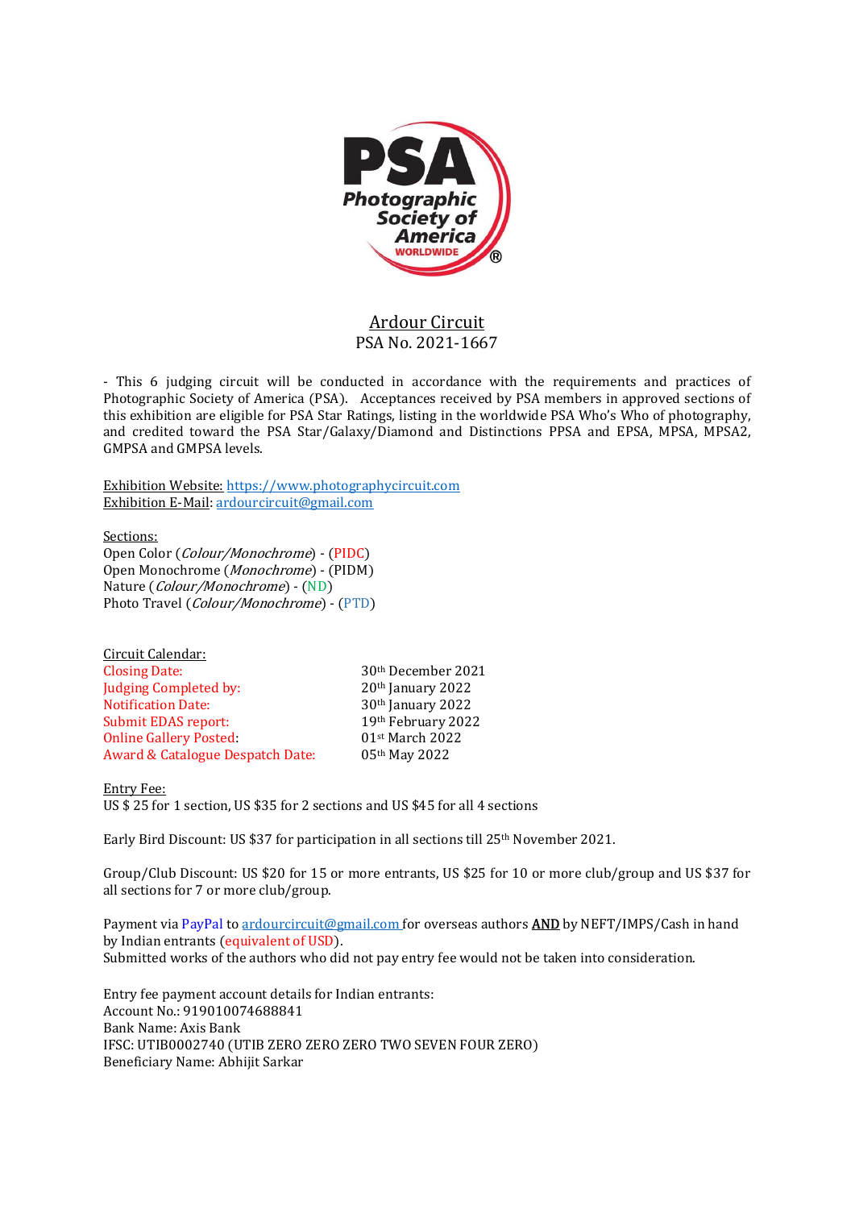# Ardour Circuit

PSA No. 2021-1667

- This 6 judging circuit will be conducted in accordance with the requirements and practices of Photographic Society of America (PSA). Acceptances received by PSA members in approved sections of this exhibition are eligible for PSA Star Ratings, listing in the worldwide PSA Who's Who of photography, and credited toward the PSA Star/Galaxy/Diamond and Distinctions PPSA and EPSA, MPSA, MPSA2, GMPSA and GMPSA levels.

Exhibition Website: https://www.photographycircuit.com
Exhibition E-Mail: ardourcircuit@gmail.com

Sections:
Open Color (*Colour/Monochrome*) - (PIDC)
Open Monochrome (*Monochrome*) - (PIDM)
Nature (*Colour/Monochrome*) - (ND)
Photo Travel (*Colour/Monochrome*) - (PTD)

Circuit Calendar:

| | |
|---|---|
| Closing Date: | 30th December 2021 |
| Judging Completed by: | 20th January 2022 |
| Notification Date: | 30th January 2022 |
| Submit EDAS report: | 19th February 2022 |
| Online Gallery Posted: | 01st March 2022 |
| Award & Catalogue Despatch Date: | 05th May 2022 |

Entry Fee:
US $ 25 for 1 section, US $35 for 2 sections and US $45 for all 4 sections

Early Bird Discount: US $37 for participation in all sections till 25th November 2021.

Group/Club Discount: US $20 for 15 or more entrants, US $25 for 10 or more club/group and US $37 for all sections for 7 or more club/group.

Payment via PayPal to ardourcircuit@gmail.com for overseas authors **AND** by NEFT/IMPS/Cash in hand by Indian entrants (equivalent of USD).
Submitted works of the authors who did not pay entry fee would not be taken into consideration.

Entry fee payment account details for Indian entrants:
Account No.: 919010074688841
Bank Name: Axis Bank
IFSC: UTIB0002740 (UTIB ZERO ZERO ZERO TWO SEVEN FOUR ZERO)
Beneficiary Name: Abhijit Sarkar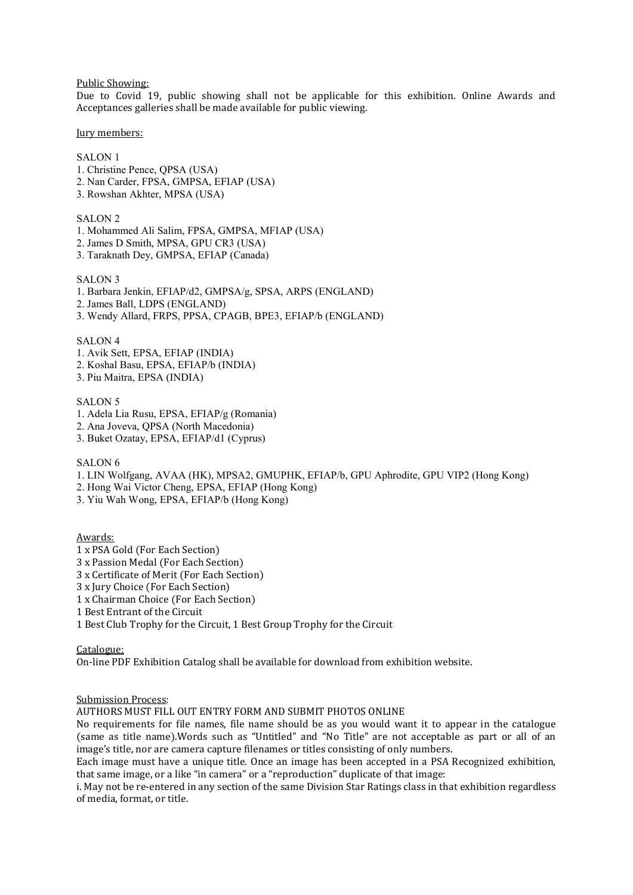Public Showing:

Due to Covid 19, public showing shall not be applicable for this exhibition. Online Awards and Acceptances galleries shall be made available for public viewing.

Jury members:

SALON 1
1. Christine Pence, QPSA (USA)
2. Nan Carder, FPSA, GMPSA, EFIAP (USA)
3. Rowshan Akhter, MPSA (USA)

SALON 2
1. Mohammed Ali Salim, FPSA, GMPSA, MFIAP (USA)
2. James D Smith, MPSA, GPU CR3 (USA)
3. Taraknath Dey, GMPSA, EFIAP (Canada)

SALON 3
1. Barbara Jenkin, EFIAP/d2, GMPSA/g, SPSA, ARPS (ENGLAND)
2. James Ball, LDPS (ENGLAND)
3. Wendy Allard, FRPS, PPSA, CPAGB, BPE3, EFIAP/b (ENGLAND)

SALON 4
1. Avik Sett, EPSA, EFIAP (INDIA)
2. Koshal Basu, EPSA, EFIAP/b (INDIA)
3. Piu Maitra, EPSA (INDIA)

SALON 5
1. Adela Lia Rusu, EPSA, EFIAP/g (Romania)
2. Ana Joveva, QPSA (North Macedonia)
3. Buket Ozatay, EPSA, EFIAP/d1 (Cyprus)

SALON 6
1. LIN Wolfgang, AVAA (HK), MPSA2, GMUPHK, EFIAP/b, GPU Aphrodite, GPU VIP2 (Hong Kong)
2. Hong Wai Victor Cheng, EPSA, EFIAP (Hong Kong)
3. Yiu Wah Wong, EPSA, EFIAP/b (Hong Kong)

Awards:

1 x PSA Gold (For Each Section)
3 x Passion Medal (For Each Section)
3 x Certificate of Merit (For Each Section)
3 x Jury Choice (For Each Section)
1 x Chairman Choice (For Each Section)
1 Best Entrant of the Circuit
1 Best Club Trophy for the Circuit, 1 Best Group Trophy for the Circuit

Catalogue:

On-line PDF Exhibition Catalog shall be available for download from exhibition website.

Submission Process:

AUTHORS MUST FILL OUT ENTRY FORM AND SUBMIT PHOTOS ONLINE

No requirements for file names, file name should be as you would want it to appear in the catalogue (same as title name).Words such as "Untitled" and "No Title" are not acceptable as part or all of an image's title, nor are camera capture filenames or titles consisting of only numbers.

Each image must have a unique title. Once an image has been accepted in a PSA Recognized exhibition, that same image, or a like "in camera" or a "reproduction" duplicate of that image:

i. May not be re-entered in any section of the same Division Star Ratings class in that exhibition regardless of media, format, or title.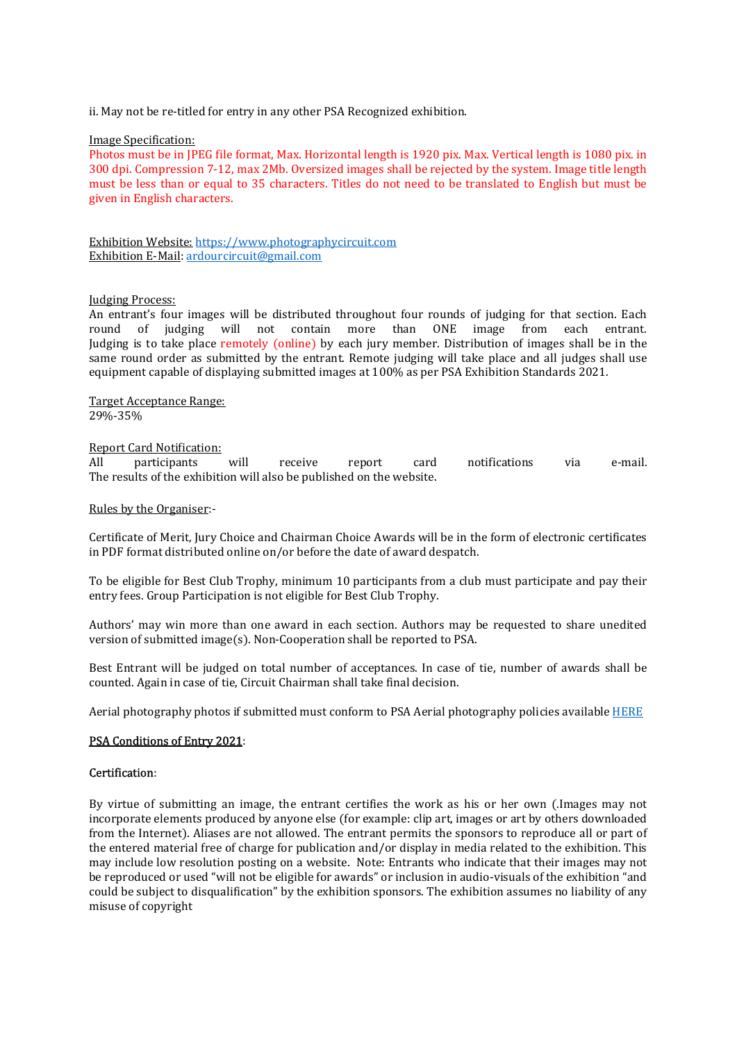ii. May not be re-titled for entry in any other PSA Recognized exhibition.

Image Specification:

Photos must be in JPEG file format, Max. Horizontal length is 1920 pix. Max. Vertical length is 1080 pix. in 300 dpi. Compression 7-12, max 2Mb. Oversized images shall be rejected by the system. Image title length must be less than or equal to 35 characters. Titles do not need to be translated to English but must be given in English characters.

Exhibition Website: https://www.photographycircuit.com
Exhibition E-Mail: ardourcircuit@gmail.com

Judging Process:

An entrant's four images will be distributed throughout four rounds of judging for that section. Each round of judging will not contain more than ONE image from each entrant. Judging is to take place remotely (online) by each jury member. Distribution of images shall be in the same round order as submitted by the entrant. Remote judging will take place and all judges shall use equipment capable of displaying submitted images at 100% as per PSA Exhibition Standards 2021.

Target Acceptance Range:
29%-35%

Report Card Notification:
All participants will receive report card notifications via e-mail.
The results of the exhibition will also be published on the website.

Rules by the Organiser:-

Certificate of Merit, Jury Choice and Chairman Choice Awards will be in the form of electronic certificates in PDF format distributed online on/or before the date of award despatch.

To be eligible for Best Club Trophy, minimum 10 participants from a club must participate and pay their entry fees. Group Participation is not eligible for Best Club Trophy.

Authors' may win more than one award in each section. Authors may be requested to share unedited version of submitted image(s). Non-Cooperation shall be reported to PSA.

Best Entrant will be judged on total number of acceptances. In case of tie, number of awards shall be counted. Again in case of tie, Circuit Chairman shall take final decision.

Aerial photography photos if submitted must conform to PSA Aerial photography policies available HERE

PSA Conditions of Entry 2021:

Certification:

By virtue of submitting an image, the entrant certifies the work as his or her own (.Images may not incorporate elements produced by anyone else (for example: clip art, images or art by others downloaded from the Internet). Aliases are not allowed. The entrant permits the sponsors to reproduce all or part of the entered material free of charge for publication and/or display in media related to the exhibition. This may include low resolution posting on a website. Note: Entrants who indicate that their images may not be reproduced or used "will not be eligible for awards" or inclusion in audio-visuals of the exhibition "and could be subject to disqualification" by the exhibition sponsors. The exhibition assumes no liability of any misuse of copyright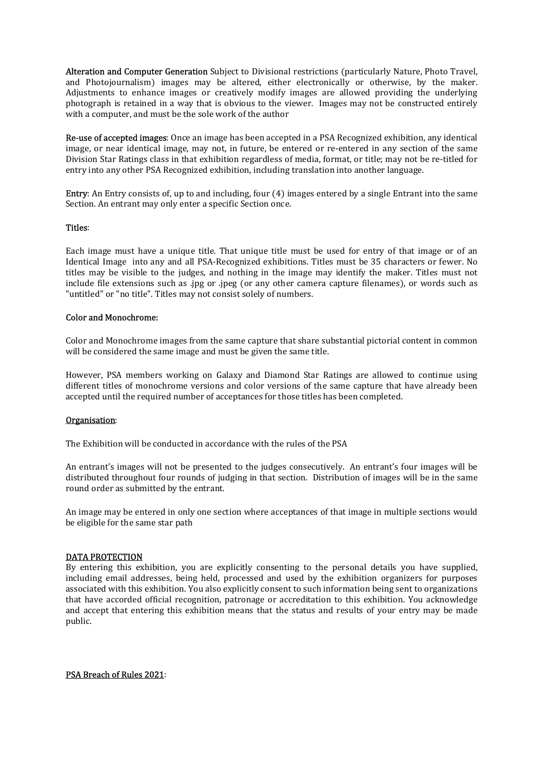**Alteration and Computer Generation** Subject to Divisional restrictions (particularly Nature, Photo Travel, and Photojournalism) images may be altered, either electronically or otherwise, by the maker. Adjustments to enhance images or creatively modify images are allowed providing the underlying photograph is retained in a way that is obvious to the viewer. Images may not be constructed entirely with a computer, and must be the sole work of the author

**Re-use of accepted images**: Once an image has been accepted in a PSA Recognized exhibition, any identical image, or near identical image, may not, in future, be entered or re-entered in any section of the same Division Star Ratings class in that exhibition regardless of media, format, or title; may not be re-titled for entry into any other PSA Recognized exhibition, including translation into another language.

**Entry**: An Entry consists of, up to and including, four (4) images entered by a single Entrant into the same Section. An entrant may only enter a specific Section once.

**Titles**:

Each image must have a unique title. That unique title must be used for entry of that image or of an Identical Image into any and all PSA-Recognized exhibitions. Titles must be 35 characters or fewer. No titles may be visible to the judges, and nothing in the image may identify the maker. Titles must not include file extensions such as .jpg or .jpeg (or any other camera capture filenames), or words such as "untitled" or "no title". Titles may not consist solely of numbers.

**Color and Monochrome:**

Color and Monochrome images from the same capture that share substantial pictorial content in common will be considered the same image and must be given the same title.

However, PSA members working on Galaxy and Diamond Star Ratings are allowed to continue using different titles of monochrome versions and color versions of the same capture that have already been accepted until the required number of acceptances for those titles has been completed.

**Organisation**:

The Exhibition will be conducted in accordance with the rules of the PSA

An entrant's images will not be presented to the judges consecutively. An entrant's four images will be distributed throughout four rounds of judging in that section. Distribution of images will be in the same round order as submitted by the entrant.

An image may be entered in only one section where acceptances of that image in multiple sections would be eligible for the same star path

**DATA PROTECTION**

By entering this exhibition, you are explicitly consenting to the personal details you have supplied, including email addresses, being held, processed and used by the exhibition organizers for purposes associated with this exhibition. You also explicitly consent to such information being sent to organizations that have accorded official recognition, patronage or accreditation to this exhibition. You acknowledge and accept that entering this exhibition means that the status and results of your entry may be made public.

**PSA Breach of Rules 2021**: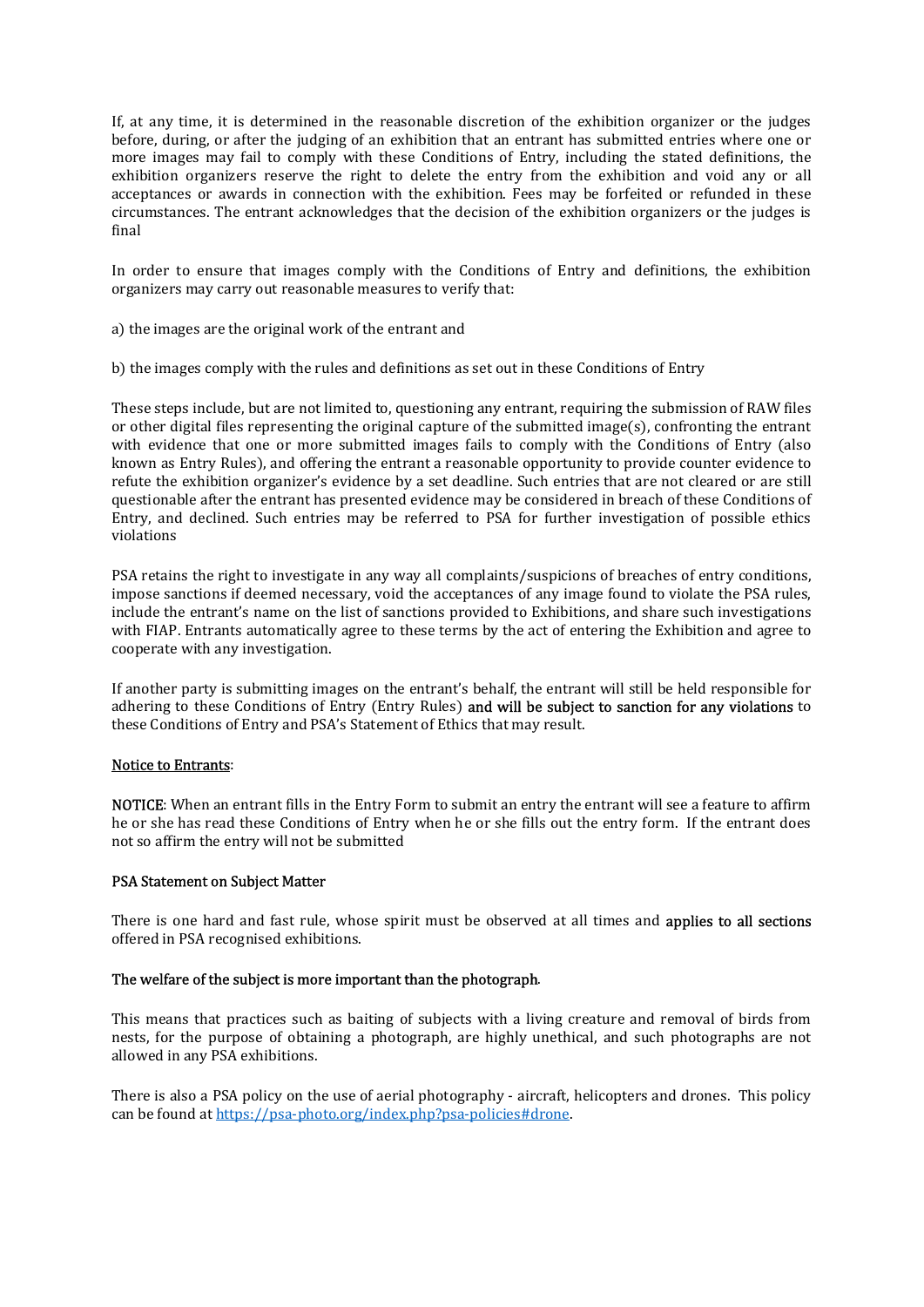If, at any time, it is determined in the reasonable discretion of the exhibition organizer or the judges before, during, or after the judging of an exhibition that an entrant has submitted entries where one or more images may fail to comply with these Conditions of Entry, including the stated definitions, the exhibition organizers reserve the right to delete the entry from the exhibition and void any or all acceptances or awards in connection with the exhibition. Fees may be forfeited or refunded in these circumstances. The entrant acknowledges that the decision of the exhibition organizers or the judges is final

In order to ensure that images comply with the Conditions of Entry and definitions, the exhibition organizers may carry out reasonable measures to verify that:

a) the images are the original work of the entrant and

b) the images comply with the rules and definitions as set out in these Conditions of Entry

These steps include, but are not limited to, questioning any entrant, requiring the submission of RAW files or other digital files representing the original capture of the submitted image(s), confronting the entrant with evidence that one or more submitted images fails to comply with the Conditions of Entry (also known as Entry Rules), and offering the entrant a reasonable opportunity to provide counter evidence to refute the exhibition organizer's evidence by a set deadline. Such entries that are not cleared or are still questionable after the entrant has presented evidence may be considered in breach of these Conditions of Entry, and declined. Such entries may be referred to PSA for further investigation of possible ethics violations

PSA retains the right to investigate in any way all complaints/suspicions of breaches of entry conditions, impose sanctions if deemed necessary, void the acceptances of any image found to violate the PSA rules, include the entrant's name on the list of sanctions provided to Exhibitions, and share such investigations with FIAP. Entrants automatically agree to these terms by the act of entering the Exhibition and agree to cooperate with any investigation.

If another party is submitting images on the entrant's behalf, the entrant will still be held responsible for adhering to these Conditions of Entry (Entry Rules) and will be subject to sanction for any violations to these Conditions of Entry and PSA's Statement of Ethics that may result.

<u>Notice to Entrants</u>:

NOTICE: When an entrant fills in the Entry Form to submit an entry the entrant will see a feature to affirm he or she has read these Conditions of Entry when he or she fills out the entry form. If the entrant does not so affirm the entry will not be submitted

PSA Statement on Subject Matter

There is one hard and fast rule, whose spirit must be observed at all times and applies to all sections offered in PSA recognised exhibitions.

**The welfare of the subject is more important than the photograph.**

This means that practices such as baiting of subjects with a living creature and removal of birds from nests, for the purpose of obtaining a photograph, are highly unethical, and such photographs are not allowed in any PSA exhibitions.

There is also a PSA policy on the use of aerial photography - aircraft, helicopters and drones. This policy can be found at [https://psa-photo.org/index.php?psa-policies#drone](https://psa-photo.org/index.php?psa-policies#drone).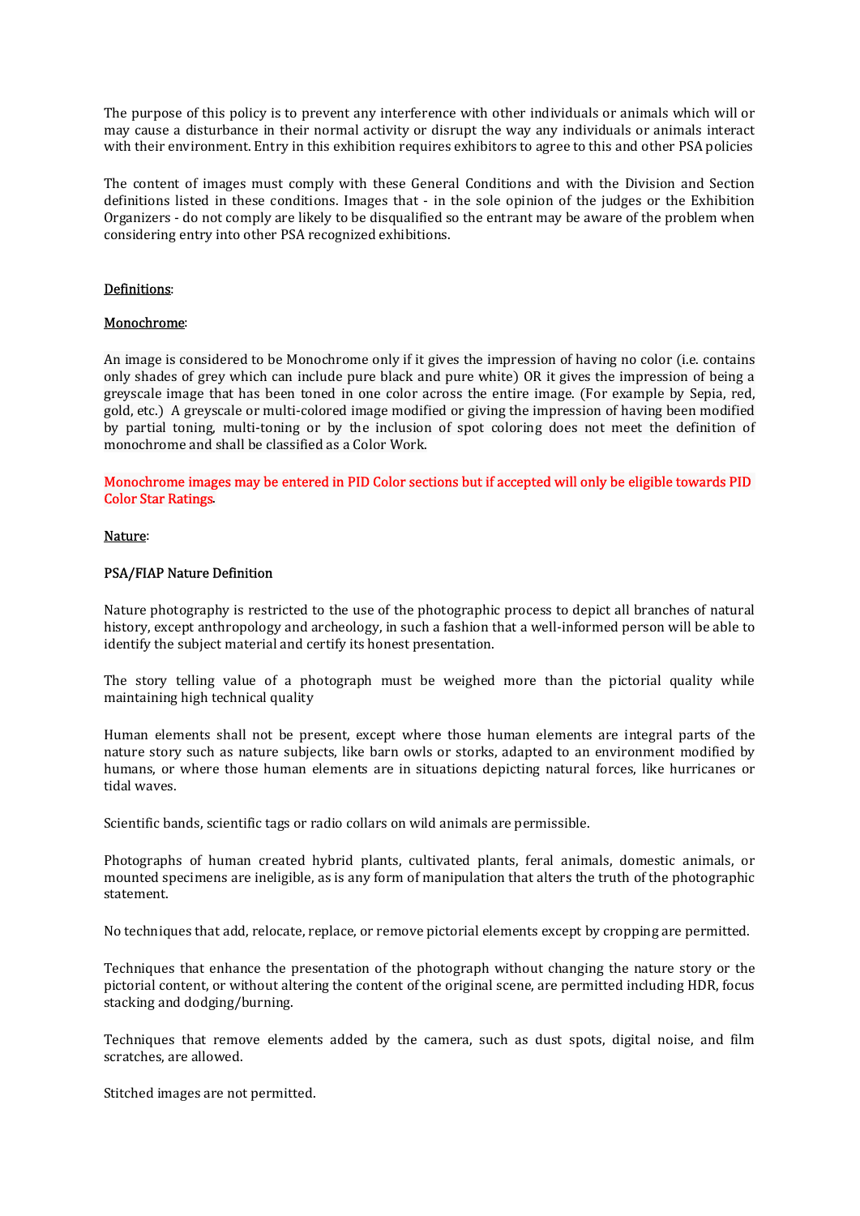The purpose of this policy is to prevent any interference with other individuals or animals which will or may cause a disturbance in their normal activity or disrupt the way any individuals or animals interact with their environment. Entry in this exhibition requires exhibitors to agree to this and other PSA policies

The content of images must comply with these General Conditions and with the Division and Section definitions listed in these conditions. Images that - in the sole opinion of the judges or the Exhibition Organizers - do not comply are likely to be disqualified so the entrant may be aware of the problem when considering entry into other PSA recognized exhibitions.

## Definitions:

### Monochrome:

An image is considered to be Monochrome only if it gives the impression of having no color (i.e. contains only shades of grey which can include pure black and pure white) OR it gives the impression of being a greyscale image that has been toned in one color across the entire image. (For example by Sepia, red, gold, etc.) A greyscale or multi-colored image modified or giving the impression of having been modified by partial toning, multi-toning or by the inclusion of spot coloring does not meet the definition of monochrome and shall be classified as a Color Work.

Monochrome images may be entered in PID Color sections but if accepted will only be eligible towards PID Color Star Ratings.

### Nature:

**PSA/FIAP Nature Definition**

Nature photography is restricted to the use of the photographic process to depict all branches of natural history, except anthropology and archeology, in such a fashion that a well-informed person will be able to identify the subject material and certify its honest presentation.

The story telling value of a photograph must be weighed more than the pictorial quality while maintaining high technical quality

Human elements shall not be present, except where those human elements are integral parts of the nature story such as nature subjects, like barn owls or storks, adapted to an environment modified by humans, or where those human elements are in situations depicting natural forces, like hurricanes or tidal waves.

Scientific bands, scientific tags or radio collars on wild animals are permissible.

Photographs of human created hybrid plants, cultivated plants, feral animals, domestic animals, or mounted specimens are ineligible, as is any form of manipulation that alters the truth of the photographic statement.

No techniques that add, relocate, replace, or remove pictorial elements except by cropping are permitted.

Techniques that enhance the presentation of the photograph without changing the nature story or the pictorial content, or without altering the content of the original scene, are permitted including HDR, focus stacking and dodging/burning.

Techniques that remove elements added by the camera, such as dust spots, digital noise, and film scratches, are allowed.

Stitched images are not permitted.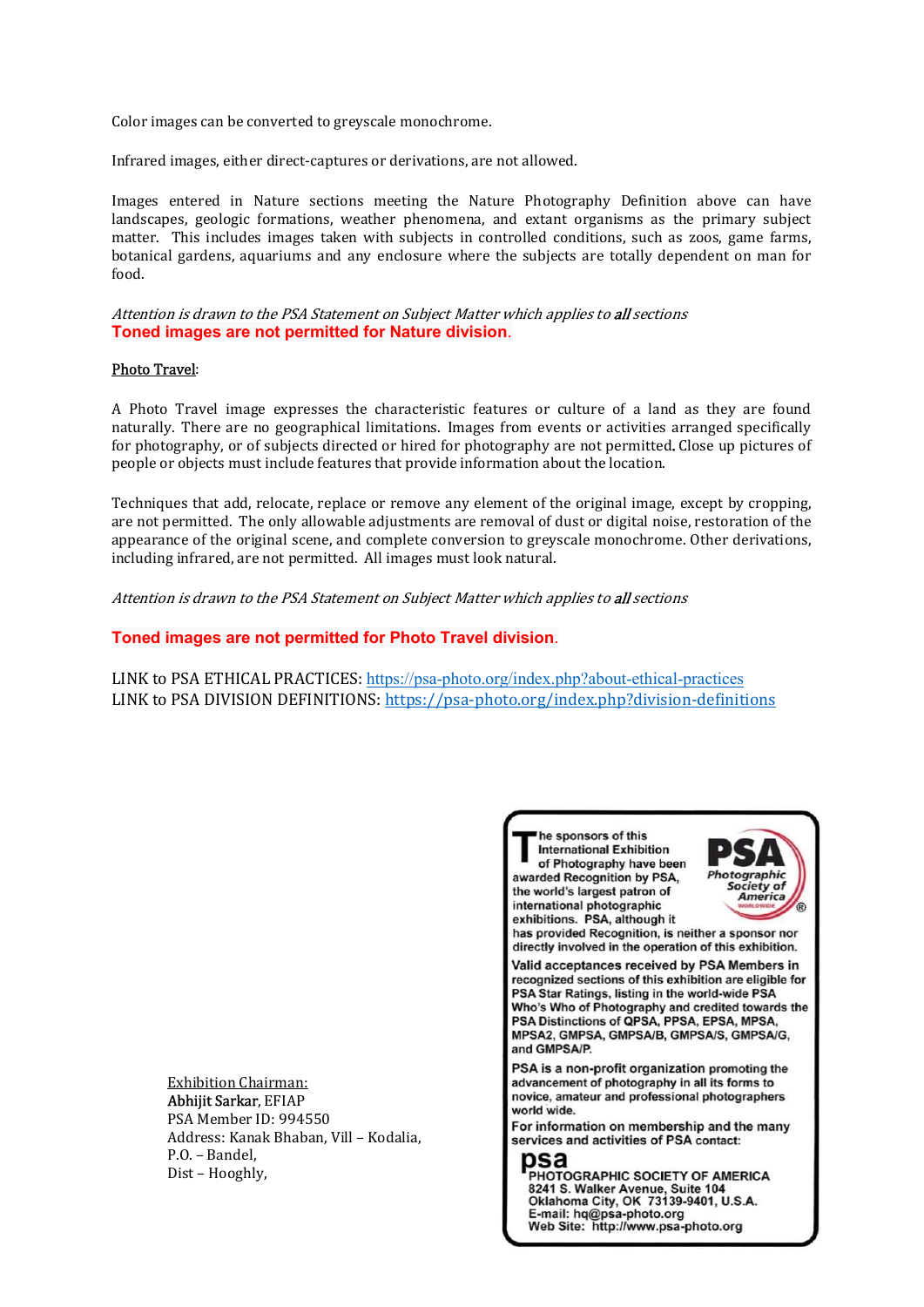Color images can be converted to greyscale monochrome.

Infrared images, either direct-captures or derivations, are not allowed.

Images entered in Nature sections meeting the Nature Photography Definition above can have landscapes, geologic formations, weather phenomena, and extant organisms as the primary subject matter. This includes images taken with subjects in controlled conditions, such as zoos, game farms, botanical gardens, aquariums and any enclosure where the subjects are totally dependent on man for food.

*Attention is drawn to the PSA Statement on Subject Matter which applies to **all** sections*

**Toned images are not permitted for Nature division.**

<u>Photo Travel</u>:

A Photo Travel image expresses the characteristic features or culture of a land as they are found naturally. There are no geographical limitations. Images from events or activities arranged specifically for photography, or of subjects directed or hired for photography are not permitted. Close up pictures of people or objects must include features that provide information about the location.

Techniques that add, relocate, replace or remove any element of the original image, except by cropping, are not permitted. The only allowable adjustments are removal of dust or digital noise, restoration of the appearance of the original scene, and complete conversion to greyscale monochrome. Other derivations, including infrared, are not permitted. All images must look natural.

*Attention is drawn to the PSA Statement on Subject Matter which applies to **all** sections*

**Toned images are not permitted for Photo Travel division.**

LINK to PSA ETHICAL PRACTICES: https://psa-photo.org/index.php?about-ethical-practices
LINK to PSA DIVISION DEFINITIONS: https://psa-photo.org/index.php?division-definitions

<u>Exhibition Chairman:</u>
Abhijit Sarkar, EFIAP
PSA Member ID: 994550
Address: Kanak Bhaban, Vill – Kodalia,
P.O. – Bandel,
Dist – Hooghly,

The sponsors of this International Exhibition of Photography have been awarded Recognition by PSA, the world's largest patron of international photographic exhibitions. PSA, although it has provided Recognition, is neither a sponsor nor directly involved in the operation of this exhibition.

PSA Photographic Society of America WORLDWIDE ®

Valid acceptances received by PSA Members in recognized sections of this exhibition are eligible for PSA Star Ratings, listing in the world-wide PSA Who's Who of Photography and credited towards the PSA Distinctions of QPSA, PPSA, EPSA, MPSA, MPSA2, GMPSA, GMPSA/B, GMPSA/S, GMPSA/G, and GMPSA/P.

PSA is a non-profit organization promoting the advancement of photography in all its forms to novice, amateur and professional photographers world wide.

For information on membership and the many services and activities of PSA contact:

psa
PHOTOGRAPHIC SOCIETY OF AMERICA
8241 S. Walker Avenue, Suite 104
Oklahoma City, OK 73139-9401, U.S.A.
E-mail: hq@psa-photo.org
Web Site: http://www.psa-photo.org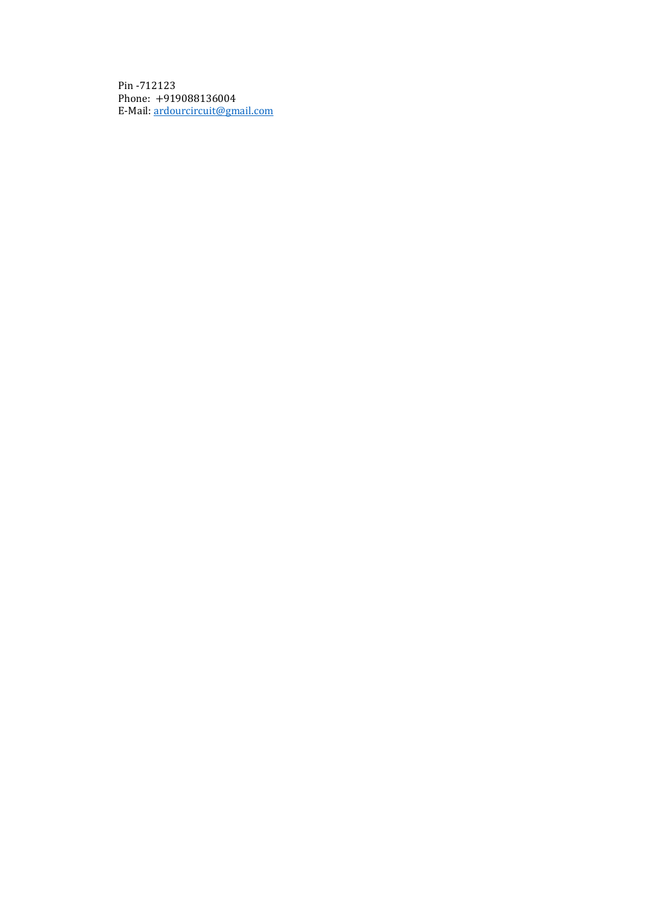Pin -712123
Phone: +919088136004
E-Mail: ardourcircuit@gmail.com